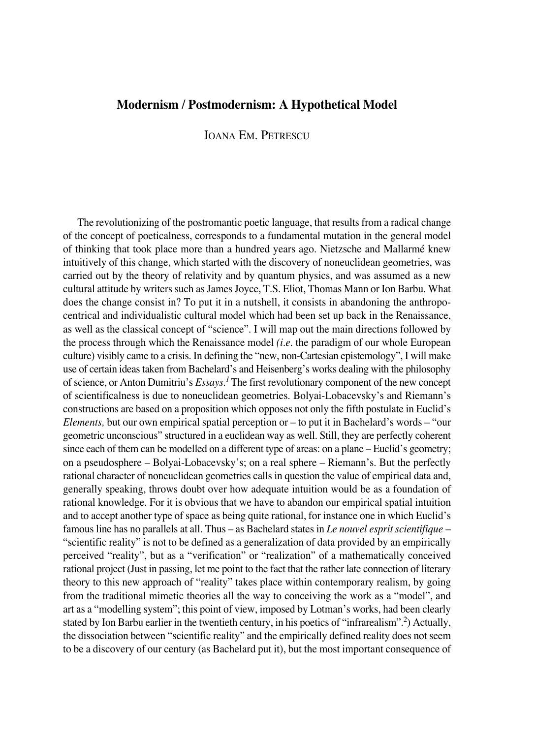# Modernism / Postmodernism: A Hypothetical Model

IOANA EM. PETRESCU

The revolutionizing of the postromantic poetic language, that results from a radical change of the concept of poeticalness, corresponds to a fundamental mutation in the general model of thinking that took place more than a hundred years ago. Nietzsche and Mallarmé knew intuitively of this change, which started with the discovery of noneuclidean geometries, was carried out by the theory of relativity and by quantum physics, and was assumed as a new cultural attitude by writers such as James Joyce, T.S. Eliot, Thomas Mann or Ion Barbu. What does the change consist in? To put it in a nutshell, it consists in abandoning the anthropocentrical and individualistic cultural model which had been set up back in the Renaissance, as well as the classical concept of "science". I will map out the main directions followed by the process through which the Renaissance model *(i.e.* the paradigm of our whole European culture) visibly came to a crisis. In defining the "new, non-Cartesian epistemology", I will make use of certain ideas taken from Bachelard's and Heisenberg's works dealing with the philosophy of science, or Anton Dumitriu's *Essays*.[1] The first revolutionary component of the new concept of scientificalness is due to noneuclidean geometries. Bolyai-Lobacevsky's and Riemann's constructions are based on a proposition which opposes not only the fifth postulate in Euclid's *Elements,* but our own empirical spatial perception or – to put it in Bachelard's words – "our geometric unconscious" structured in a euclidean way as well. Still, they are perfectly coherent since each of them can be modelled on a different type of areas: on a plane – Euclid's geometry; on a pseudosphere – Bolyai-Lobacevsky's; on a real sphere – Riemann's. But the perfectly rational character of noneuclidean geometries calls in question the value of empirical data and, generally speaking, throws doubt over how adequate intuition would be as a foundation of rational knowledge. For it is obvious that we have to abandon our empirical spatial intuition and to accept another type of space as being quite rational, for instance one in which Euclid's famous line has no parallels at all. Thus – as Bachelard states in *Le nouvel esprit scientifique* – "scientific reality" is not to be defined as a generalization of data provided by an empirically perceived "reality", but as a "verification" or "realization" of a mathematically conceived rational project (Just in passing, let me point to the fact that the rather late connection of literary theory to this new approach of "reality" takes place within contemporary realism, by going from the traditional mimetic theories all the way to conceiving the work as a "model", and art as a "modelling system"; this point of view, imposed by Lotman's works, had been clearly stated by Ion Barbu earlier in the twentieth century, in his poetics of "infrarealism".[2]) Actually, the dissociation between "scientific reality" and the empirically defined reality does not seem to be a discovery of our century (as Bachelard put it), but the most important consequence of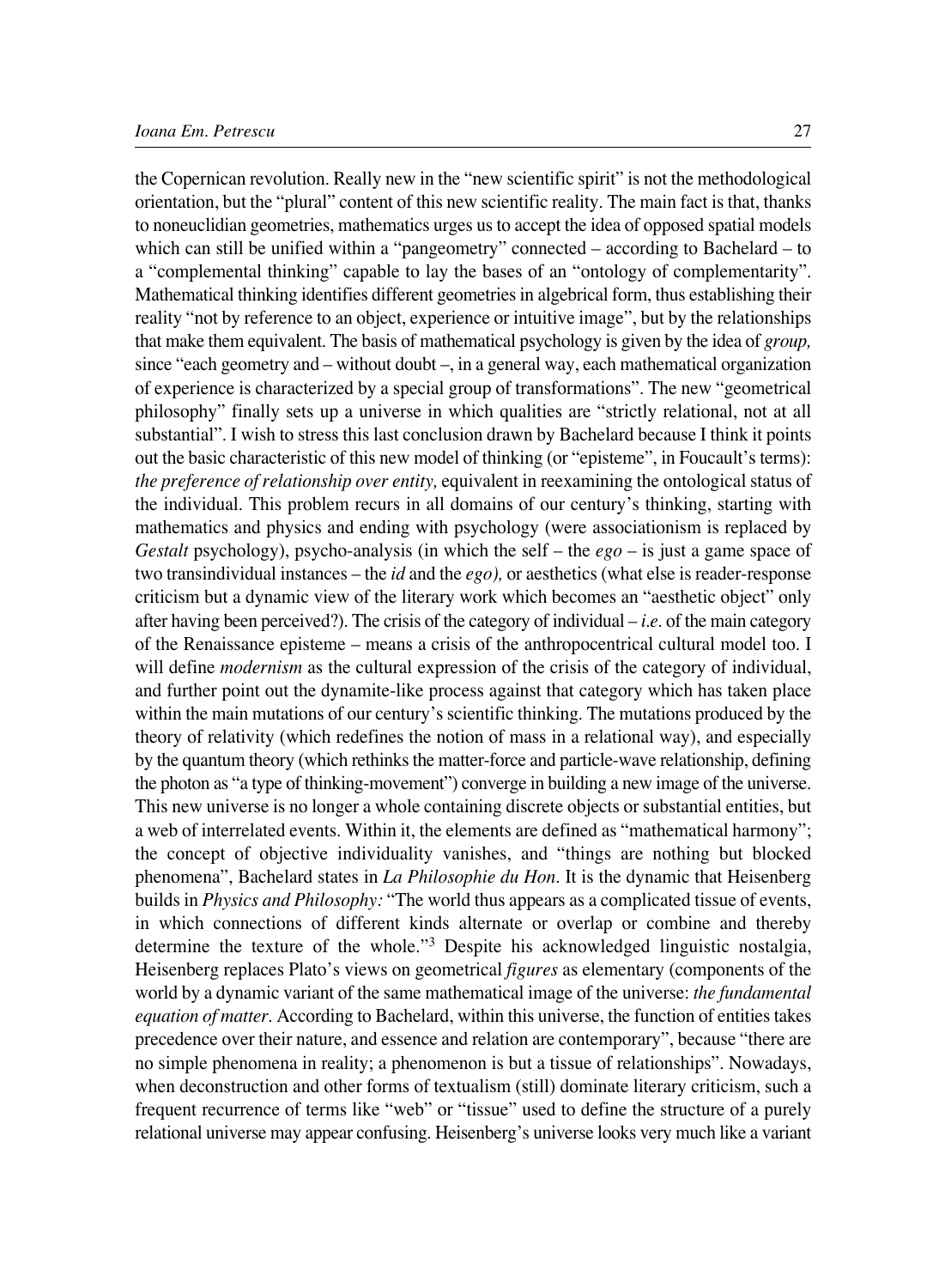the Copernican revolution. Really new in the "new scientific spirit" is not the methodological orientation, but the "plural" content of this new scientific reality. The main fact is that, thanks to noneuclidian geometries, mathematics urges us to accept the idea of opposed spatial models which can still be unified within a "pangeometry" connected – according to Bachelard – to a "complemental thinking" capable to lay the bases of an "ontology of complementarity". Mathematical thinking identifies different geometries in algebrical form, thus establishing their reality "not by reference to an object, experience or intuitive image", but by the relationships that make them equivalent. The basis of mathematical psychology is given by the idea of *group,* since "each geometry and – without doubt –, in a general way, each mathematical organization of experience is characterized by a special group of transformations". The new "geometrical philosophy" finally sets up a universe in which qualities are "strictly relational, not at all substantial". I wish to stress this last conclusion drawn by Bachelard because I think it points out the basic characteristic of this new model of thinking (or "episteme", in Foucault's terms): *the preference of relationship over entity,* equivalent in reexamining the ontological status of the individual. This problem recurs in all domains of our century's thinking, starting with mathematics and physics and ending with psychology (were associationism is replaced by *Gestalt* psychology), psycho-analysis (in which the self – the *ego* – is just a game space of two transindividual instances – the *id* and the *ego),* or aesthetics (what else is reader-response criticism but a dynamic view of the literary work which becomes an "aesthetic object" only after having been perceived?). The crisis of the category of individual – *i.e*. of the main category of the Renaissance episteme – means a crisis of the anthropocentrical cultural model too. I will define *modernism* as the cultural expression of the crisis of the category of individual, and further point out the dynamite-like process against that category which has taken place within the main mutations of our century's scientific thinking. The mutations produced by the theory of relativity (which redefines the notion of mass in a relational way), and especially by the quantum theory (which rethinks the matter-force and particle-wave relationship, defining the photon as "a type of thinking-movement") converge in building a new image of the universe. This new universe is no longer a whole containing discrete objects or substantial entities, but a web of interrelated events. Within it, the elements are defined as "mathematical harmony"; the concept of objective individuality vanishes, and "things are nothing but blocked phenomena", Bachelard states in *La Philosophie du Hon*. It is the dynamic that Heisenberg builds in *Physics and Philosophy:* "The world thus appears as a complicated tissue of events, in which connections of different kinds alternate or overlap or combine and thereby determine the texture of the whole."[3] Despite his acknowledged linguistic nostalgia, Heisenberg replaces Plato's views on geometrical *figures* as elementary (components of the world by a dynamic variant of the same mathematical image of the universe: *the fundamental equation of matter*. According to Bachelard, within this universe, the function of entities takes precedence over their nature, and essence and relation are contemporary", because "there are no simple phenomena in reality; a phenomenon is but a tissue of relationships". Nowadays, when deconstruction and other forms of textualism (still) dominate literary criticism, such a frequent recurrence of terms like "web" or "tissue" used to define the structure of a purely relational universe may appear confusing. Heisenberg's universe looks very much like a variant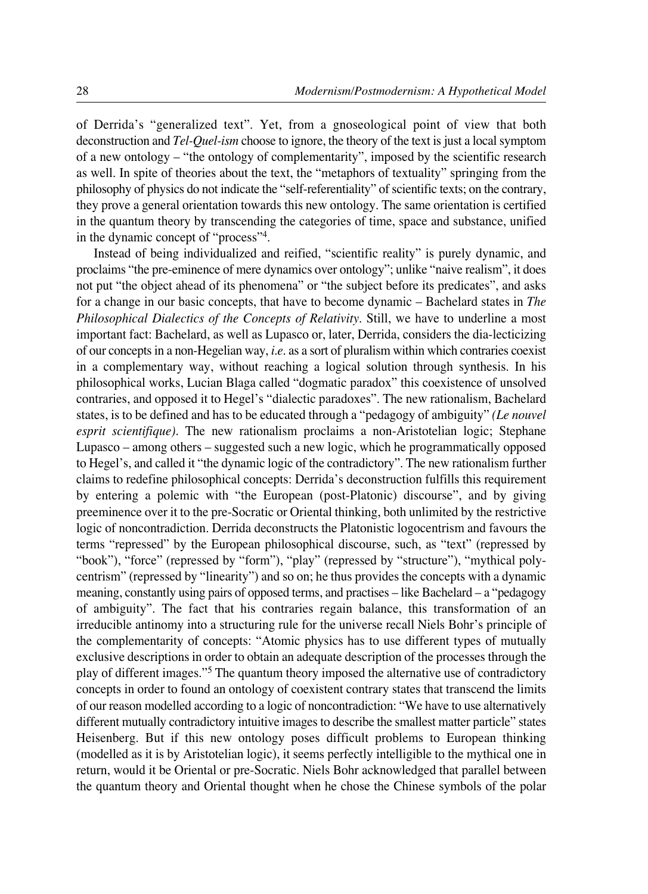of Derrida's "generalized text". Yet, from a gnoseological point of view that both deconstruction and *Tel-Quel-ism* choose to ignore, the theory of the text is just a local symptom of a new ontology – "the ontology of complementarity", imposed by the scientific research as well. In spite of theories about the text, the "metaphors of textuality" springing from the philosophy of physics do not indicate the "self-referentiality" of scientific texts; on the contrary, they prove a general orientation towards this new ontology. The same orientation is certified in the quantum theory by transcending the categories of time, space and substance, unified in the dynamic concept of "process"[4].

Instead of being individualized and reified, "scientific reality" is purely dynamic, and proclaims "the pre-eminence of mere dynamics over ontology"; unlike "naive realism", it does not put "the object ahead of its phenomena" or "the subject before its predicates", and asks for a change in our basic concepts, that have to become dynamic – Bachelard states in *The Philosophical Dialectics of the Concepts of Relativity*. Still, we have to underline a most important fact: Bachelard, as well as Lupasco or, later, Derrida, considers the dia-lecticizing of our concepts in a non-Hegelian way, *i.e.* as a sort of pluralism within which contraries coexist in a complementary way, without reaching a logical solution through synthesis. In his philosophical works, Lucian Blaga called "dogmatic paradox" this coexistence of unsolved contraries, and opposed it to Hegel's "dialectic paradoxes". The new rationalism, Bachelard states, is to be defined and has to be educated through a "pedagogy of ambiguity" *(Le nouvel esprit scientifique)*. The new rationalism proclaims a non-Aristotelian logic; Stephane Lupasco – among others – suggested such a new logic, which he programmatically opposed to Hegel's, and called it "the dynamic logic of the contradictory". The new rationalism further claims to redefine philosophical concepts: Derrida's deconstruction fulfills this requirement by entering a polemic with "the European (post-Platonic) discourse", and by giving preeminence over it to the pre-Socratic or Oriental thinking, both unlimited by the restrictive logic of noncontradiction. Derrida deconstructs the Platonistic logocentrism and favours the terms "repressed" by the European philosophical discourse, such, as "text" (repressed by "book"), "force" (repressed by "form"), "play" (repressed by "structure"), "mythical poly-centrism" (repressed by "linearity") and so on; he thus provides the concepts with a dynamic meaning, constantly using pairs of opposed terms, and practises – like Bachelard – a "pedagogy of ambiguity". The fact that his contraries regain balance, this transformation of an irreducible antinomy into a structuring rule for the universe recall Niels Bohr's principle of the complementarity of concepts: "Atomic physics has to use different types of mutually exclusive descriptions in order to obtain an adequate description of the processes through the play of different images."[5] The quantum theory imposed the alternative use of contradictory concepts in order to found an ontology of coexistent contrary states that transcend the limits of our reason modelled according to a logic of noncontradiction: "We have to use alternatively different mutually contradictory intuitive images to describe the smallest matter particle" states Heisenberg. But if this new ontology poses difficult problems to European thinking (modelled as it is by Aristotelian logic), it seems perfectly intelligible to the mythical one in return, would it be Oriental or pre-Socratic. Niels Bohr acknowledged that parallel between the quantum theory and Oriental thought when he chose the Chinese symbols of the polar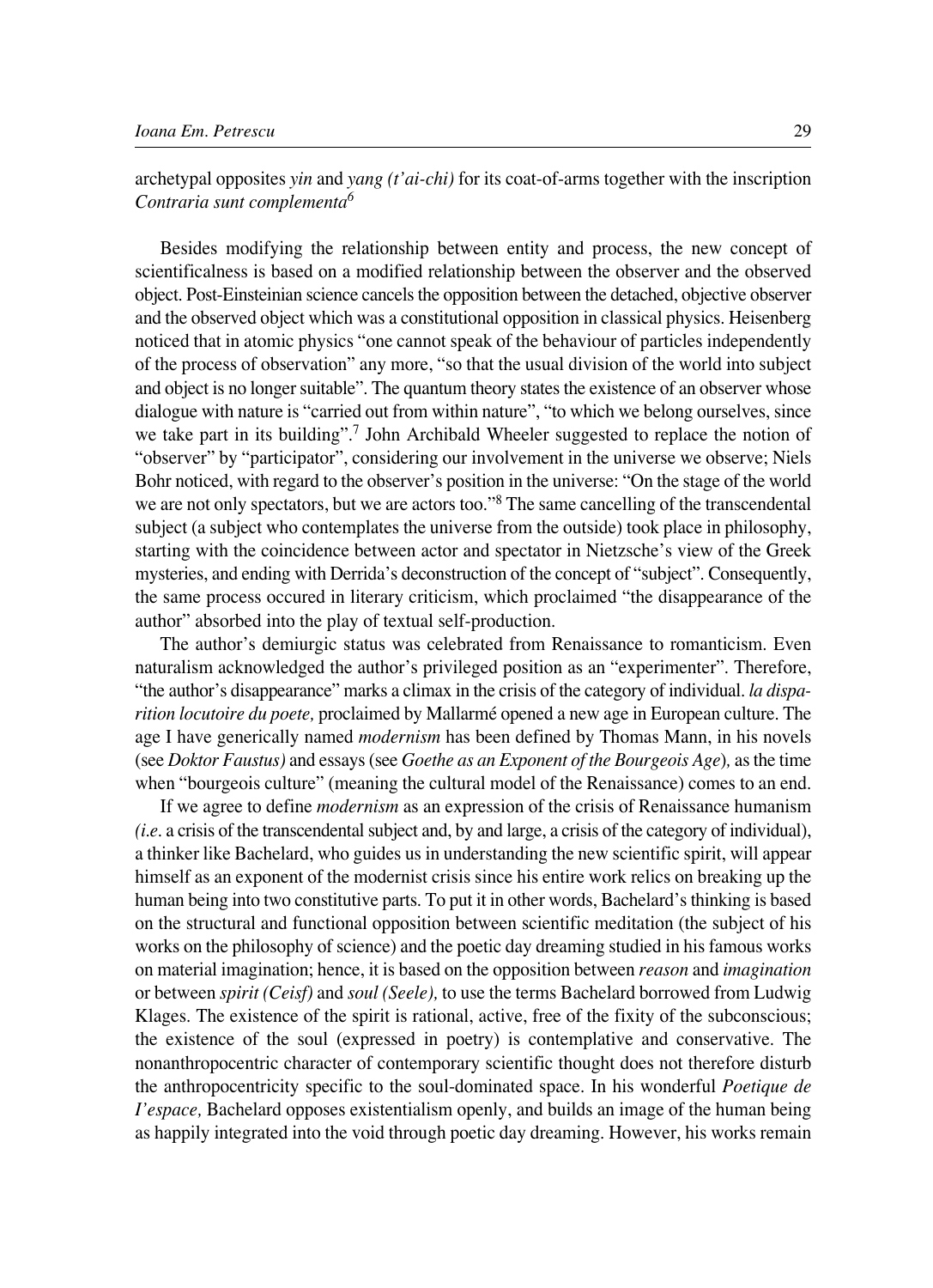archetypal opposites *yin* and *yang (t'ai-chi)* for its coat-of-arms together with the inscription *Contraria sunt complementa*[6]

Besides modifying the relationship between entity and process, the new concept of scientificalness is based on a modified relationship between the observer and the observed object. Post-Einsteinian science cancels the opposition between the detached, objective observer and the observed object which was a constitutional opposition in classical physics. Heisenberg noticed that in atomic physics "one cannot speak of the behaviour of particles independently of the process of observation" any more, "so that the usual division of the world into subject and object is no longer suitable". The quantum theory states the existence of an observer whose dialogue with nature is "carried out from within nature", "to which we belong ourselves, since we take part in its building".[7] John Archibald Wheeler suggested to replace the notion of "observer" by "participator", considering our involvement in the universe we observe; Niels Bohr noticed, with regard to the observer's position in the universe: "On the stage of the world we are not only spectators, but we are actors too."[8] The same cancelling of the transcendental subject (a subject who contemplates the universe from the outside) took place in philosophy, starting with the coincidence between actor and spectator in Nietzsche's view of the Greek mysteries, and ending with Derrida's deconstruction of the concept of "subject". Consequently, the same process occured in literary criticism, which proclaimed "the disappearance of the author" absorbed into the play of textual self-production.

The author's demiurgic status was celebrated from Renaissance to romanticism. Even naturalism acknowledged the author's privileged position as an "experimenter". Therefore, "the author's disappearance" marks a climax in the crisis of the category of individual. *la disparition locutoire du poete,* proclaimed by Mallarmé opened a new age in European culture. The age I have generically named *modernism* has been defined by Thomas Mann, in his novels (see *Doktor Faustus)* and essays (see *Goethe as an Exponent of the Bourgeois Age*), as the time when "bourgeois culture" (meaning the cultural model of the Renaissance) comes to an end.

If we agree to define *modernism* as an expression of the crisis of Renaissance humanism *(i.e.* a crisis of the transcendental subject and, by and large, a crisis of the category of individual), a thinker like Bachelard, who guides us in understanding the new scientific spirit, will appear himself as an exponent of the modernist crisis since his entire work relics on breaking up the human being into two constitutive parts. To put it in other words, Bachelard's thinking is based on the structural and functional opposition between scientific meditation (the subject of his works on the philosophy of science) and the poetic day dreaming studied in his famous works on material imagination; hence, it is based on the opposition between *reason* and *imagination* or between *spirit (Ceisf)* and *soul (Seele),* to use the terms Bachelard borrowed from Ludwig Klages. The existence of the spirit is rational, active, free of the fixity of the subconscious; the existence of the soul (expressed in poetry) is contemplative and conservative. The nonanthropocentric character of contemporary scientific thought does not therefore disturb the anthropocentricity specific to the soul-dominated space. In his wonderful *Poetique de I'espace,* Bachelard opposes existentialism openly, and builds an image of the human being as happily integrated into the void through poetic day dreaming. However, his works remain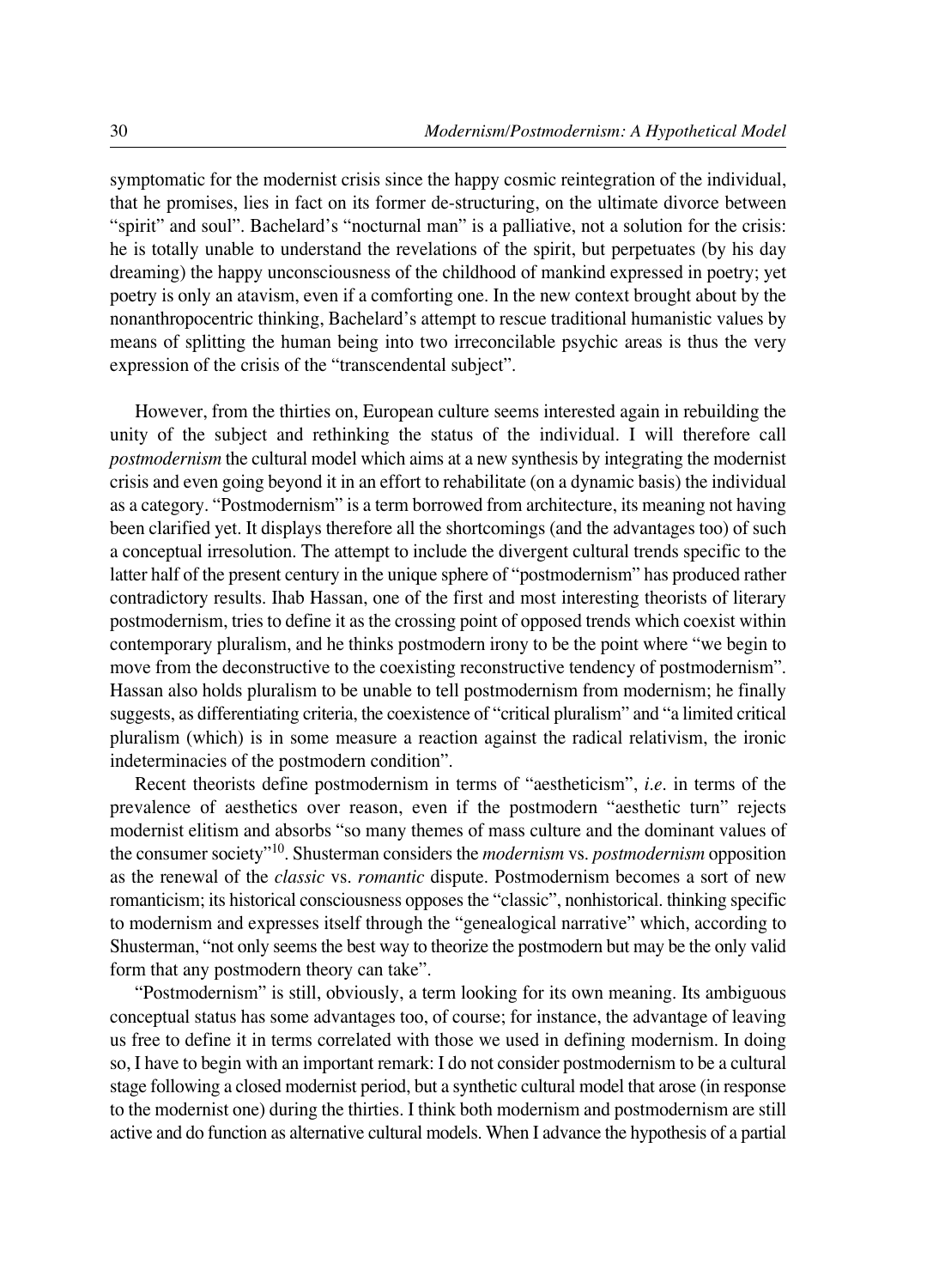symptomatic for the modernist crisis since the happy cosmic reintegration of the individual, that he promises, lies in fact on its former de-structuring, on the ultimate divorce between "spirit" and soul". Bachelard's "nocturnal man" is a palliative, not a solution for the crisis: he is totally unable to understand the revelations of the spirit, but perpetuates (by his day dreaming) the happy unconsciousness of the childhood of mankind expressed in poetry; yet poetry is only an atavism, even if a comforting one. In the new context brought about by the nonanthropocentric thinking, Bachelard's attempt to rescue traditional humanistic values by means of splitting the human being into two irreconcilable psychic areas is thus the very expression of the crisis of the "transcendental subject".

However, from the thirties on, European culture seems interested again in rebuilding the unity of the subject and rethinking the status of the individual. I will therefore call *postmodernism* the cultural model which aims at a new synthesis by integrating the modernist crisis and even going beyond it in an effort to rehabilitate (on a dynamic basis) the individual as a category. "Postmodernism" is a term borrowed from architecture, its meaning not having been clarified yet. It displays therefore all the shortcomings (and the advantages too) of such a conceptual irresolution. The attempt to include the divergent cultural trends specific to the latter half of the present century in the unique sphere of "postmodernism" has produced rather contradictory results. Ihab Hassan, one of the first and most interesting theorists of literary postmodernism, tries to define it as the crossing point of opposed trends which coexist within contemporary pluralism, and he thinks postmodern irony to be the point where "we begin to move from the deconstructive to the coexisting reconstructive tendency of postmodernism". Hassan also holds pluralism to be unable to tell postmodernism from modernism; he finally suggests, as differentiating criteria, the coexistence of "critical pluralism" and "a limited critical pluralism (which) is in some measure a reaction against the radical relativism, the ironic indeterminacies of the postmodern condition".

Recent theorists define postmodernism in terms of "aestheticism", *i.e.* in terms of the prevalence of aesthetics over reason, even if the postmodern "aesthetic turn" rejects modernist elitism and absorbs "so many themes of mass culture and the dominant values of the consumer society"[10]. Shusterman considers the *modernism* vs. *postmodernism* opposition as the renewal of the *classic* vs. *romantic* dispute. Postmodernism becomes a sort of new romanticism; its historical consciousness opposes the "classic", nonhistorical. thinking specific to modernism and expresses itself through the "genealogical narrative" which, according to Shusterman, "not only seems the best way to theorize the postmodern but may be the only valid form that any postmodern theory can take".

"Postmodernism" is still, obviously, a term looking for its own meaning. Its ambiguous conceptual status has some advantages too, of course; for instance, the advantage of leaving us free to define it in terms correlated with those we used in defining modernism. In doing so, I have to begin with an important remark: I do not consider postmodernism to be a cultural stage following a closed modernist period, but a synthetic cultural model that arose (in response to the modernist one) during the thirties. I think both modernism and postmodernism are still active and do function as alternative cultural models. When I advance the hypothesis of a partial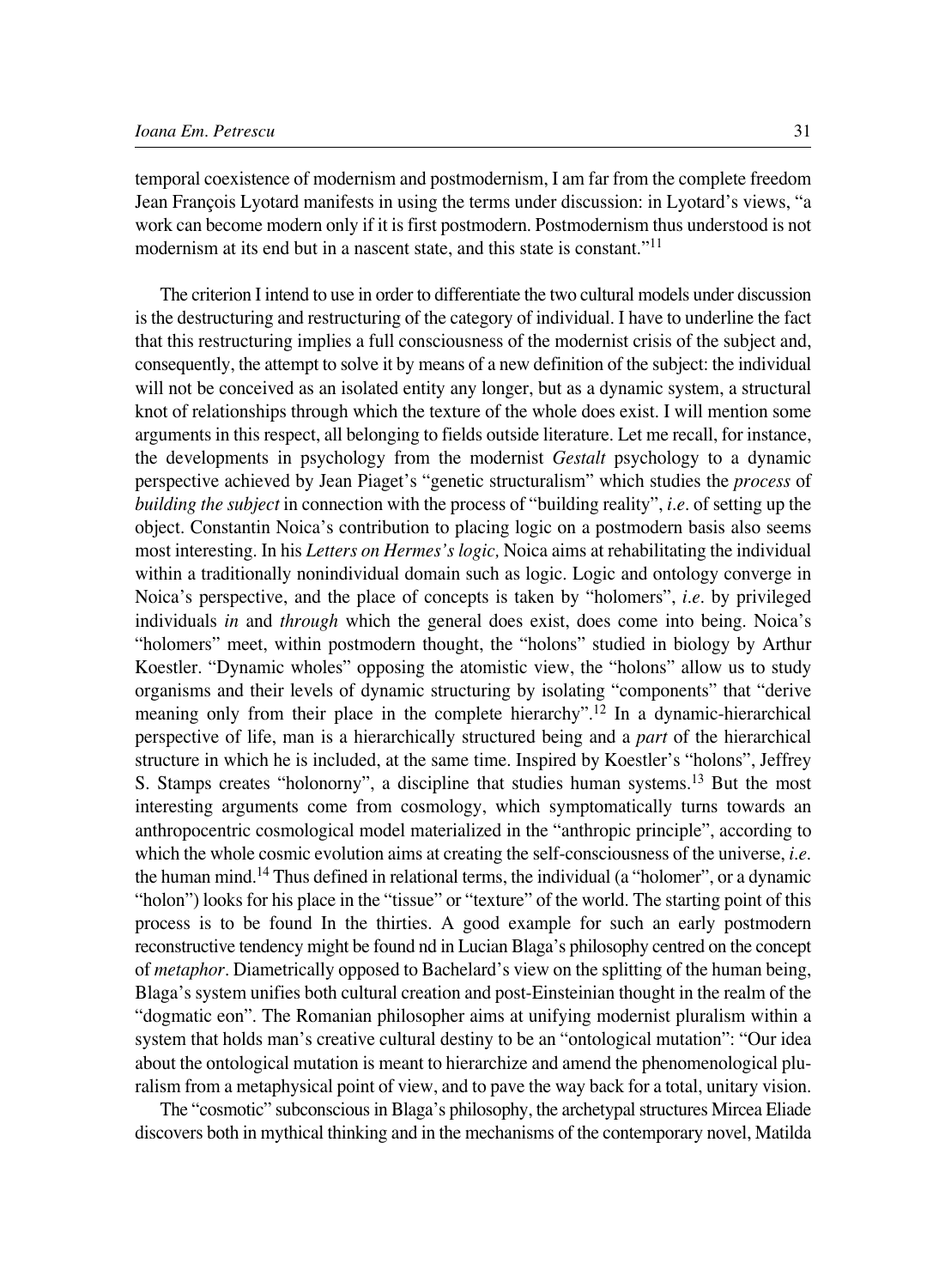temporal coexistence of modernism and postmodernism, I am far from the complete freedom Jean François Lyotard manifests in using the terms under discussion: in Lyotard's views, "a work can become modern only if it is first postmodern. Postmodernism thus understood is not modernism at its end but in a nascent state, and this state is constant."[11]

The criterion I intend to use in order to differentiate the two cultural models under discussion is the destructuring and restructuring of the category of individual. I have to underline the fact that this restructuring implies a full consciousness of the modernist crisis of the subject and, consequently, the attempt to solve it by means of a new definition of the subject: the individual will not be conceived as an isolated entity any longer, but as a dynamic system, a structural knot of relationships through which the texture of the whole does exist. I will mention some arguments in this respect, all belonging to fields outside literature. Let me recall, for instance, the developments in psychology from the modernist *Gestalt* psychology to a dynamic perspective achieved by Jean Piaget's "genetic structuralism" which studies the *process* of *building the subject* in connection with the process of "building reality", *i.e*. of setting up the object. Constantin Noica's contribution to placing logic on a postmodern basis also seems most interesting. In his *Letters on Hermes's logic,* Noica aims at rehabilitating the individual within a traditionally nonindividual domain such as logic. Logic and ontology converge in Noica's perspective, and the place of concepts is taken by "holomers", *i.e*. by privileged individuals *in* and *through* which the general does exist, does come into being. Noica's "holomers" meet, within postmodern thought, the "holons" studied in biology by Arthur Koestler. "Dynamic wholes" opposing the atomistic view, the "holons" allow us to study organisms and their levels of dynamic structuring by isolating "components" that "derive meaning only from their place in the complete hierarchy".[12] In a dynamic-hierarchical perspective of life, man is a hierarchically structured being and a *part* of the hierarchical structure in which he is included, at the same time. Inspired by Koestler's "holons", Jeffrey S. Stamps creates "holonorny", a discipline that studies human systems.[13] But the most interesting arguments come from cosmology, which symptomatically turns towards an anthropocentric cosmological model materialized in the "anthropic principle", according to which the whole cosmic evolution aims at creating the self-consciousness of the universe, *i.e*. the human mind.[14] Thus defined in relational terms, the individual (a "holomer", or a dynamic "holon") looks for his place in the "tissue" or "texture" of the world. The starting point of this process is to be found In the thirties. A good example for such an early postmodern reconstructive tendency might be found nd in Lucian Blaga's philosophy centred on the concept of *metaphor*. Diametrically opposed to Bachelard's view on the splitting of the human being, Blaga's system unifies both cultural creation and post-Einsteinian thought in the realm of the "dogmatic eon". The Romanian philosopher aims at unifying modernist pluralism within a system that holds man's creative cultural destiny to be an "ontological mutation": "Our idea about the ontological mutation is meant to hierarchize and amend the phenomenological pluralism from a metaphysical point of view, and to pave the way back for a total, unitary vision.

The "cosmotic" subconscious in Blaga's philosophy, the archetypal structures Mircea Eliade discovers both in mythical thinking and in the mechanisms of the contemporary novel, Matilda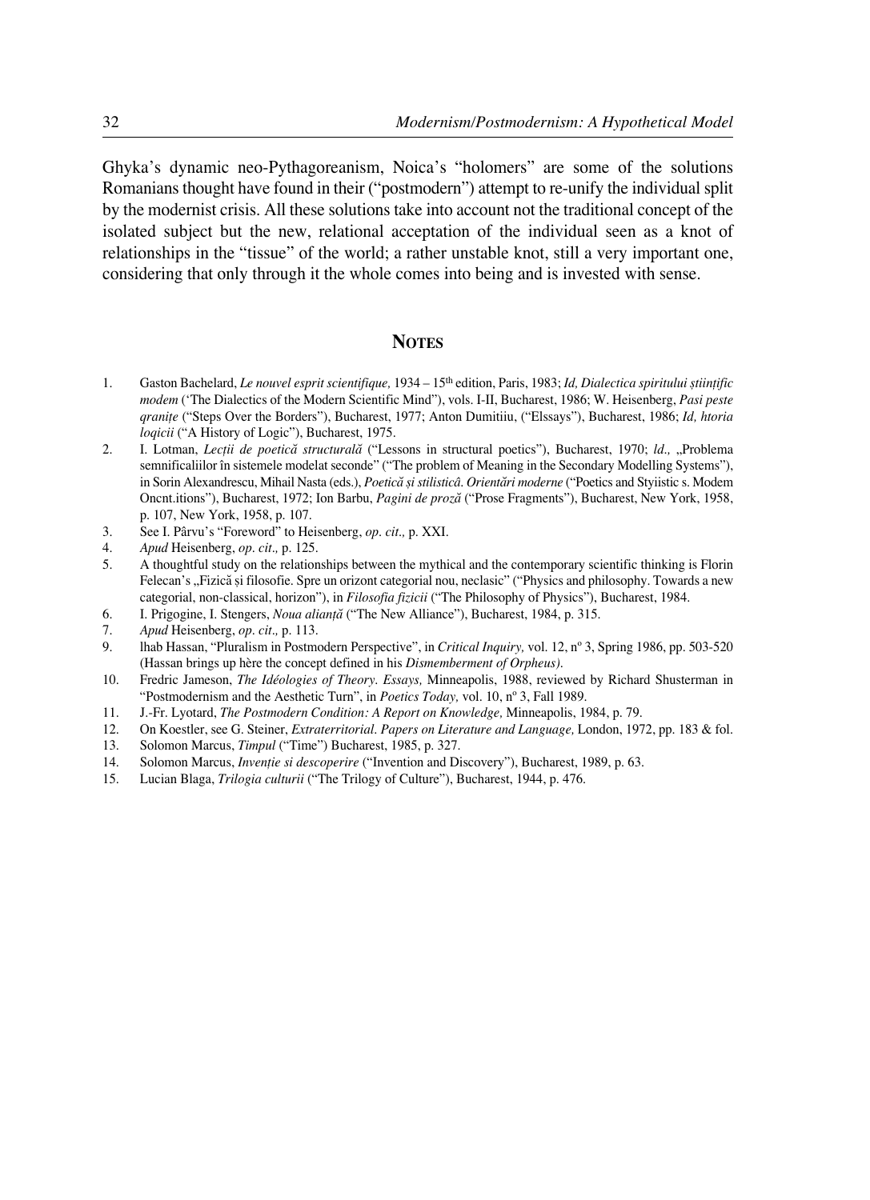Ghyka's dynamic neo-Pythagoreanism, Noica's "holomers" are some of the solutions Romanians thought have found in their ("postmodern") attempt to re-unify the individual split by the modernist crisis. All these solutions take into account not the traditional concept of the isolated subject but the new, relational acceptation of the individual seen as a knot of relationships in the "tissue" of the world; a rather unstable knot, still a very important one, considering that only through it the whole comes into being and is invested with sense.

## NOTES

1. Gaston Bachelard, *Le nouvel esprit scientifique,* 1934 – 15th edition, Paris, 1983; *Id, Dialectica spiritului științific modem* ('The Dialectics of the Modern Scientific Mind"), vols. I-II, Bucharest, 1986; W. Heisenberg, *Pasi peste qranițe* ("Steps Over the Borders"), Bucharest, 1977; Anton Dumitiiu, ("Elssays"), Bucharest, 1986; *Id, htoria loqicii* ("A History of Logic"), Bucharest, 1975.
2. I. Lotman, *Lecții de poetică structurală* ("Lessons in structural poetics"), Bucharest, 1970; *ld.,* „Problema semnificaliilor în sistemele modelat seconde" ("The problem of Meaning in the Secondary Modelling Systems"), in Sorin Alexandrescu, Mihail Nasta (eds.), *Poetică și stilisticâ. Orientări moderne* ("Poetics and Styiistic s. Modem Oncnt.itions"), Bucharest, 1972; Ion Barbu, *Pagini de proză* ("Prose Fragments"), Bucharest, New York, 1958, p. 107, New York, 1958, p. 107.
3. See I. Pârvu's "Foreword" to Heisenberg, *op. cit.,* p. XXI.
4. *Apud* Heisenberg, *op. cit.,* p. 125.
5. A thoughtful study on the relationships between the mythical and the contemporary scientific thinking is Florin Felecan's „Fizică și filosofie. Spre un orizont categorial nou, neclasic" ("Physics and philosophy. Towards a new categorial, non-classical, horizon"), in *Filosofia fizicii* ("The Philosophy of Physics"), Bucharest, 1984.
6. I. Prigogine, I. Stengers, *Noua alianță* ("The New Alliance"), Bucharest, 1984, p. 315.
7. *Apud* Heisenberg, *op. cit.,* p. 113.
9. lhab Hassan, "Pluralism in Postmodern Perspective", in *Critical Inquiry,* vol. 12, nº 3, Spring 1986, pp. 503-520 (Hassan brings up hère the concept defined in his *Dismemberment of Orpheus).*
10. Fredric Jameson, *The Idéologies of Theory. Essays,* Minneapolis, 1988, reviewed by Richard Shusterman in "Postmodernism and the Aesthetic Turn", in *Poetics Today,* vol. 10, nº 3, Fall 1989.
11. J.-Fr. Lyotard, *The Postmodern Condition: A Report on Knowledge,* Minneapolis, 1984, p. 79.
12. On Koestler, see G. Steiner, *Extraterritorial. Papers on Literature and Language,* London, 1972, pp. 183 & fol.
13. Solomon Marcus, *Timpul* ("Time") Bucharest, 1985, p. 327.
14. Solomon Marcus, *Invenție si descoperire* ("Invention and Discovery"), Bucharest, 1989, p. 63.
15. Lucian Blaga, *Trilogia culturii* ("The Trilogy of Culture"), Bucharest, 1944, p. 476.